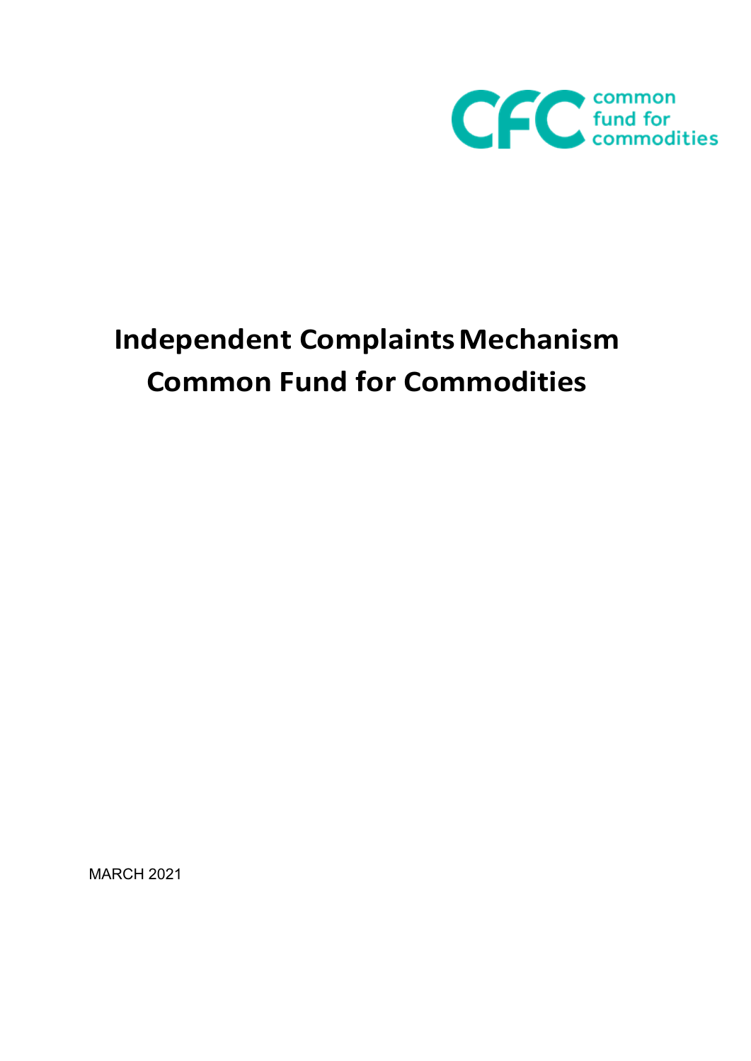common fund for commodities

# Independent Complaints Mechanism
# Common Fund for Commodities

MARCH 2021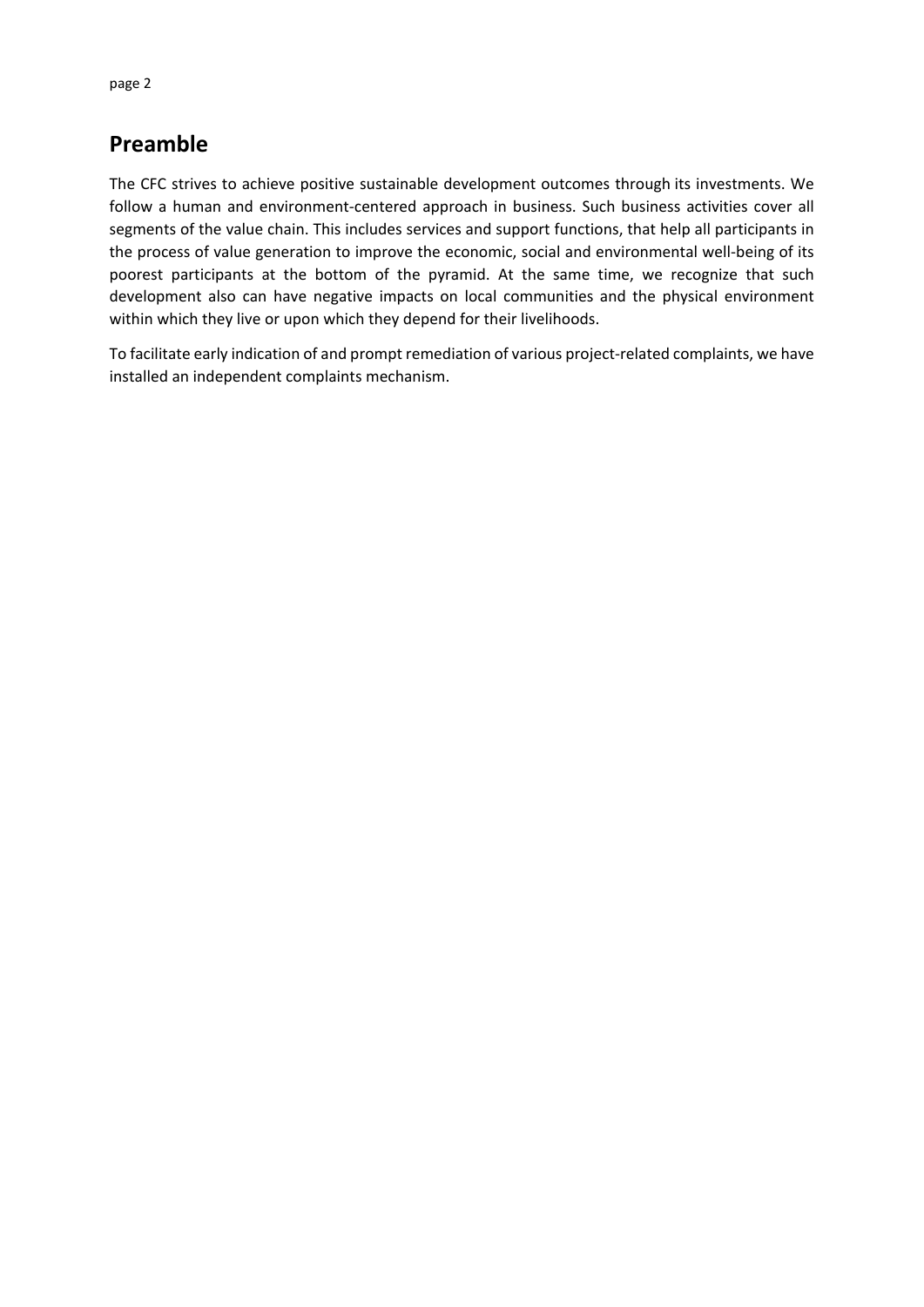## Preamble

The CFC strives to achieve positive sustainable development outcomes through its investments. We follow a human and environment-centered approach in business. Such business activities cover all segments of the value chain. This includes services and support functions, that help all participants in the process of value generation to improve the economic, social and environmental well-being of its poorest participants at the bottom of the pyramid. At the same time, we recognize that such development also can have negative impacts on local communities and the physical environment within which they live or upon which they depend for their livelihoods.

To facilitate early indication of and prompt remediation of various project-related complaints, we have installed an independent complaints mechanism.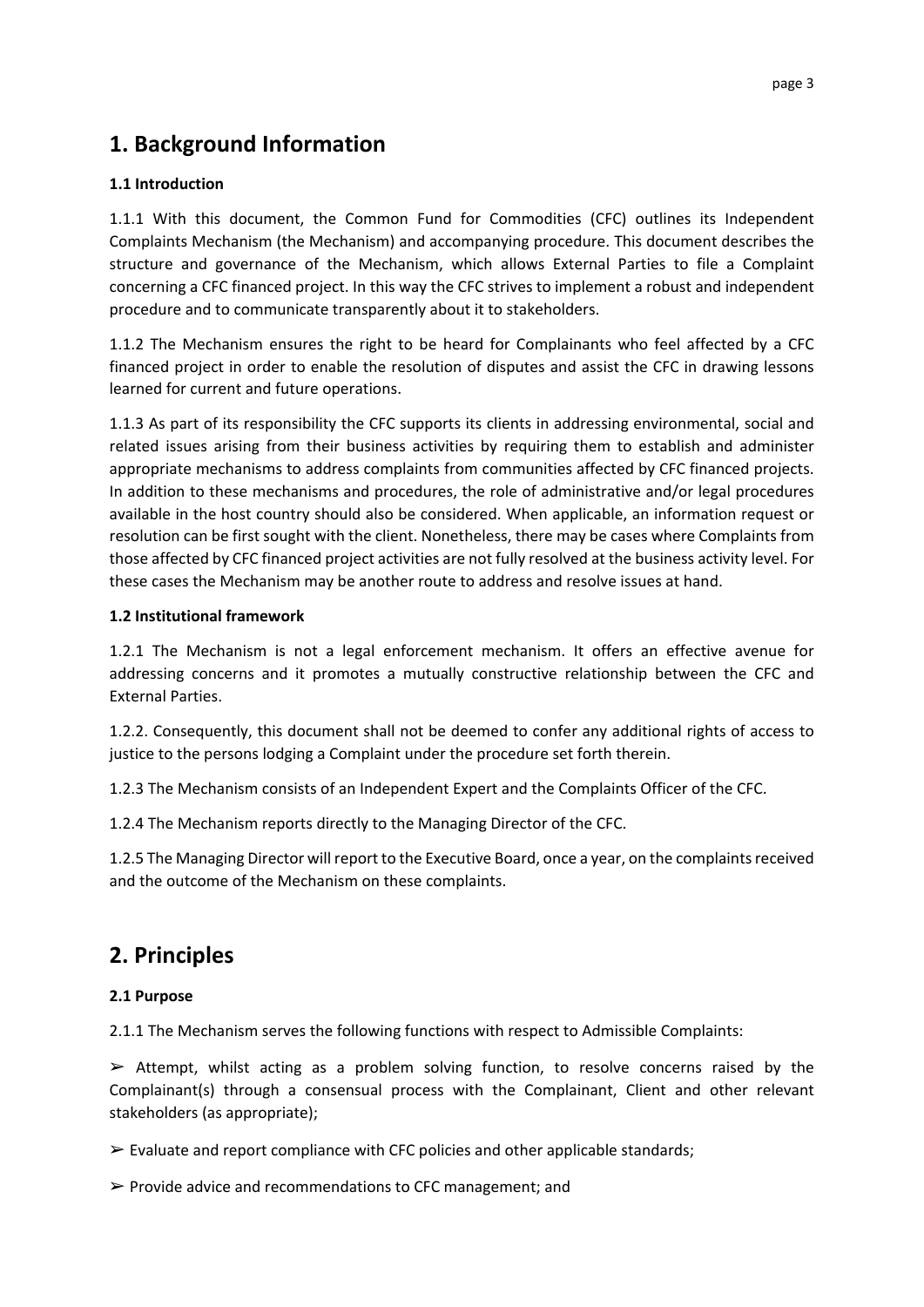# 1. Background Information

### 1.1 Introduction

1.1.1 With this document, the Common Fund for Commodities (CFC) outlines its Independent Complaints Mechanism (the Mechanism) and accompanying procedure. This document describes the structure and governance of the Mechanism, which allows External Parties to file a Complaint concerning a CFC financed project. In this way the CFC strives to implement a robust and independent procedure and to communicate transparently about it to stakeholders.

1.1.2 The Mechanism ensures the right to be heard for Complainants who feel affected by a CFC financed project in order to enable the resolution of disputes and assist the CFC in drawing lessons learned for current and future operations.

1.1.3 As part of its responsibility the CFC supports its clients in addressing environmental, social and related issues arising from their business activities by requiring them to establish and administer appropriate mechanisms to address complaints from communities affected by CFC financed projects. In addition to these mechanisms and procedures, the role of administrative and/or legal procedures available in the host country should also be considered. When applicable, an information request or resolution can be first sought with the client. Nonetheless, there may be cases where Complaints from those affected by CFC financed project activities are not fully resolved at the business activity level. For these cases the Mechanism may be another route to address and resolve issues at hand.

### 1.2 Institutional framework

1.2.1 The Mechanism is not a legal enforcement mechanism. It offers an effective avenue for addressing concerns and it promotes a mutually constructive relationship between the CFC and External Parties.

1.2.2. Consequently, this document shall not be deemed to confer any additional rights of access to justice to the persons lodging a Complaint under the procedure set forth therein.

1.2.3 The Mechanism consists of an Independent Expert and the Complaints Officer of the CFC.

1.2.4 The Mechanism reports directly to the Managing Director of the CFC.

1.2.5 The Managing Director will report to the Executive Board, once a year, on the complaints received and the outcome of the Mechanism on these complaints.

# 2. Principles

### 2.1 Purpose

2.1.1 The Mechanism serves the following functions with respect to Admissible Complaints:

- Attempt, whilst acting as a problem solving function, to resolve concerns raised by the Complainant(s) through a consensual process with the Complainant, Client and other relevant stakeholders (as appropriate);
- Evaluate and report compliance with CFC policies and other applicable standards;
- Provide advice and recommendations to CFC management; and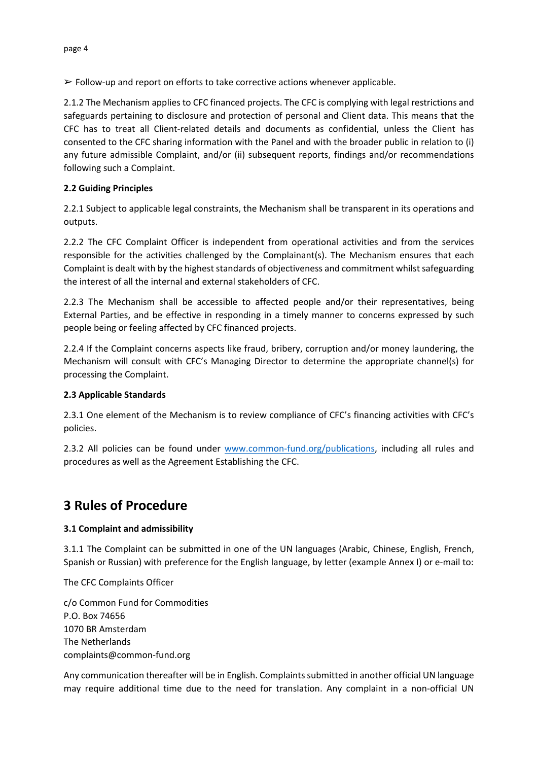➢ Follow-up and report on efforts to take corrective actions whenever applicable.

2.1.2 The Mechanism applies to CFC financed projects. The CFC is complying with legal restrictions and safeguards pertaining to disclosure and protection of personal and Client data. This means that the CFC has to treat all Client-related details and documents as confidential, unless the Client has consented to the CFC sharing information with the Panel and with the broader public in relation to (i) any future admissible Complaint, and/or (ii) subsequent reports, findings and/or recommendations following such a Complaint.

**2.2 Guiding Principles**

2.2.1 Subject to applicable legal constraints, the Mechanism shall be transparent in its operations and outputs.

2.2.2 The CFC Complaint Officer is independent from operational activities and from the services responsible for the activities challenged by the Complainant(s). The Mechanism ensures that each Complaint is dealt with by the highest standards of objectiveness and commitment whilst safeguarding the interest of all the internal and external stakeholders of CFC.

2.2.3 The Mechanism shall be accessible to affected people and/or their representatives, being External Parties, and be effective in responding in a timely manner to concerns expressed by such people being or feeling affected by CFC financed projects.

2.2.4 If the Complaint concerns aspects like fraud, bribery, corruption and/or money laundering, the Mechanism will consult with CFC's Managing Director to determine the appropriate channel(s) for processing the Complaint.

**2.3 Applicable Standards**

2.3.1 One element of the Mechanism is to review compliance of CFC's financing activities with CFC's policies.

2.3.2 All policies can be found under [www.common-fund.org/publications](www.common-fund.org/publications), including all rules and procedures as well as the Agreement Establishing the CFC.

# 3 Rules of Procedure

**3.1 Complaint and admissibility**

3.1.1 The Complaint can be submitted in one of the UN languages (Arabic, Chinese, English, French, Spanish or Russian) with preference for the English language, by letter (example Annex I) or e-mail to:

The CFC Complaints Officer

c/o Common Fund for Commodities
P.O. Box 74656
1070 BR Amsterdam
The Netherlands
complaints@common-fund.org

Any communication thereafter will be in English. Complaints submitted in another official UN language may require additional time due to the need for translation. Any complaint in a non-official UN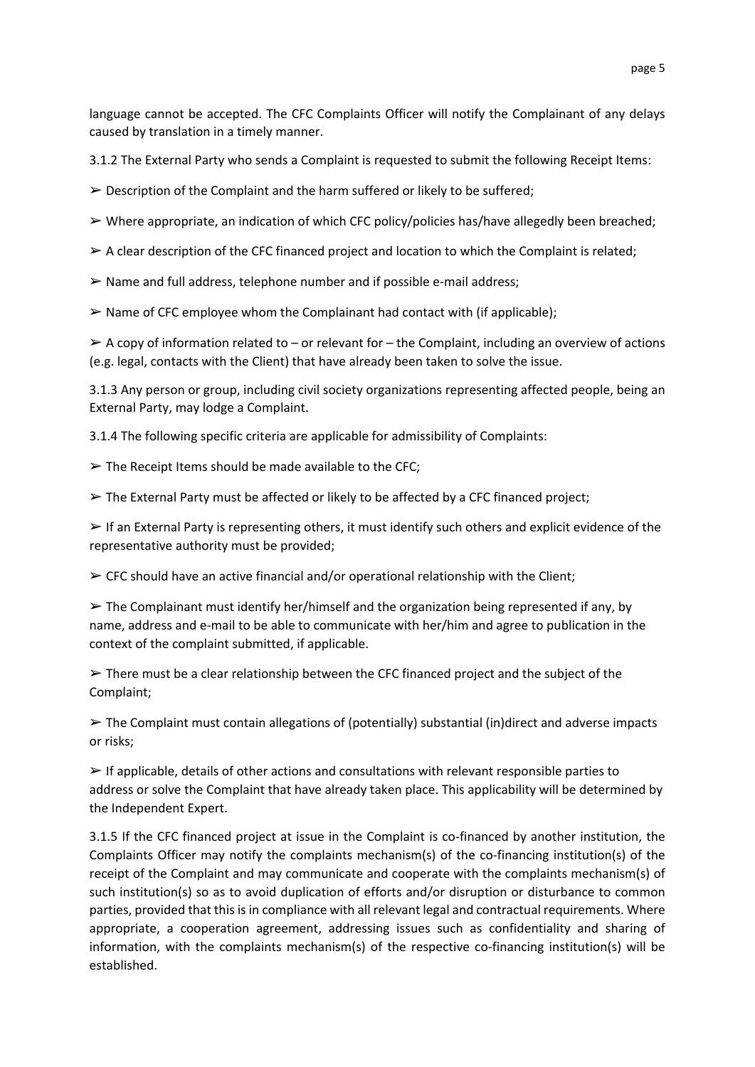language cannot be accepted. The CFC Complaints Officer will notify the Complainant of any delays caused by translation in a timely manner.

3.1.2 The External Party who sends a Complaint is requested to submit the following Receipt Items:

➢ Description of the Complaint and the harm suffered or likely to be suffered;

➢ Where appropriate, an indication of which CFC policy/policies has/have allegedly been breached;

➢ A clear description of the CFC financed project and location to which the Complaint is related;

➢ Name and full address, telephone number and if possible e-mail address;

➢ Name of CFC employee whom the Complainant had contact with (if applicable);

➢ A copy of information related to – or relevant for – the Complaint, including an overview of actions (e.g. legal, contacts with the Client) that have already been taken to solve the issue.

3.1.3 Any person or group, including civil society organizations representing affected people, being an External Party, may lodge a Complaint.

3.1.4 The following specific criteria are applicable for admissibility of Complaints:

➢ The Receipt Items should be made available to the CFC;

➢ The External Party must be affected or likely to be affected by a CFC financed project;

➢ If an External Party is representing others, it must identify such others and explicit evidence of the representative authority must be provided;

➢ CFC should have an active financial and/or operational relationship with the Client;

➢ The Complainant must identify her/himself and the organization being represented if any, by name, address and e-mail to be able to communicate with her/him and agree to publication in the context of the complaint submitted, if applicable.

➢ There must be a clear relationship between the CFC financed project and the subject of the Complaint;

➢ The Complaint must contain allegations of (potentially) substantial (in)direct and adverse impacts or risks;

➢ If applicable, details of other actions and consultations with relevant responsible parties to address or solve the Complaint that have already taken place. This applicability will be determined by the Independent Expert.

3.1.5 If the CFC financed project at issue in the Complaint is co-financed by another institution, the Complaints Officer may notify the complaints mechanism(s) of the co-financing institution(s) of the receipt of the Complaint and may communicate and cooperate with the complaints mechanism(s) of such institution(s) so as to avoid duplication of efforts and/or disruption or disturbance to common parties, provided that this is in compliance with all relevant legal and contractual requirements. Where appropriate, a cooperation agreement, addressing issues such as confidentiality and sharing of information, with the complaints mechanism(s) of the respective co-financing institution(s) will be established.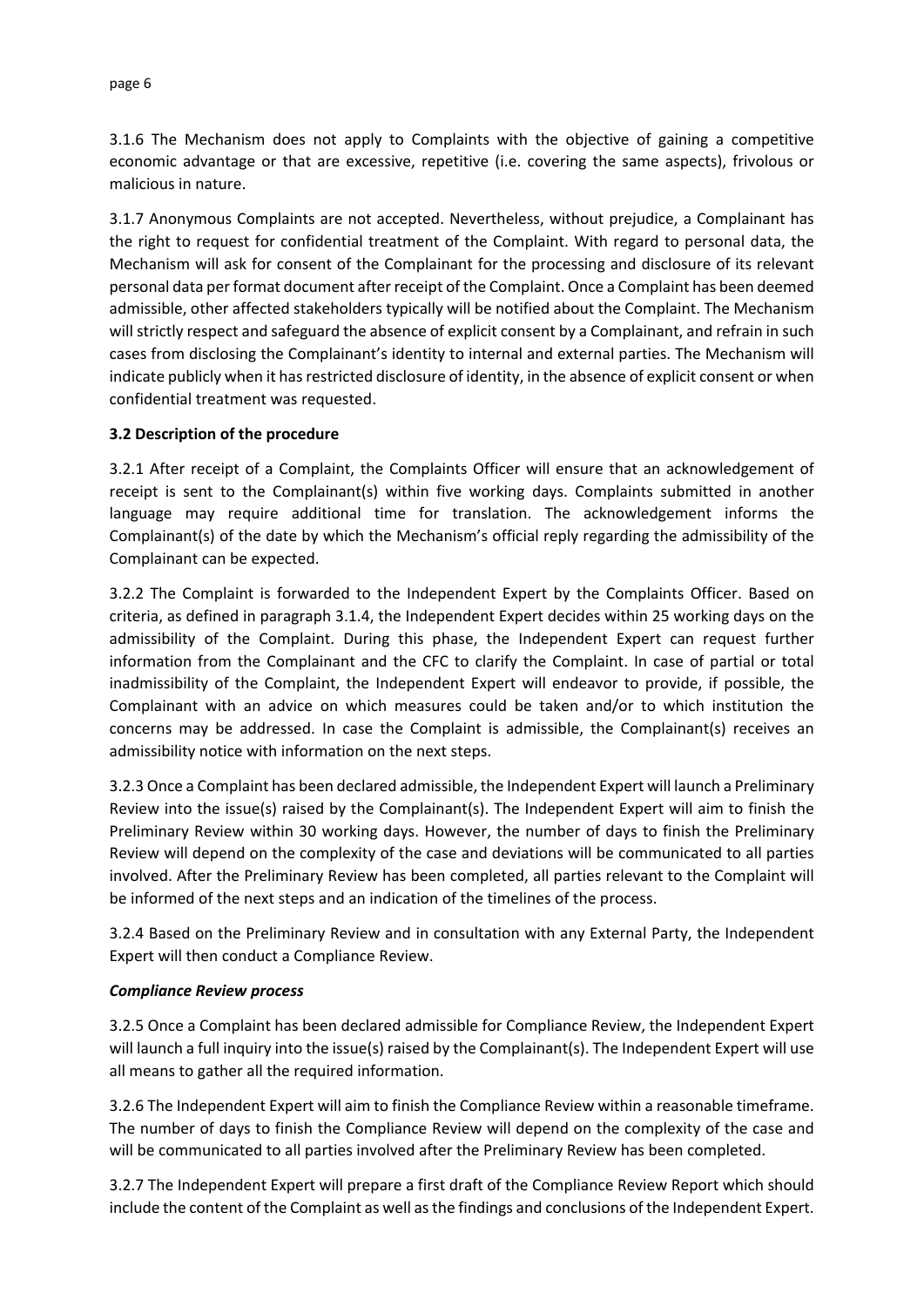3.1.6 The Mechanism does not apply to Complaints with the objective of gaining a competitive economic advantage or that are excessive, repetitive (i.e. covering the same aspects), frivolous or malicious in nature.

3.1.7 Anonymous Complaints are not accepted. Nevertheless, without prejudice, a Complainant has the right to request for confidential treatment of the Complaint. With regard to personal data, the Mechanism will ask for consent of the Complainant for the processing and disclosure of its relevant personal data per format document after receipt of the Complaint. Once a Complaint has been deemed admissible, other affected stakeholders typically will be notified about the Complaint. The Mechanism will strictly respect and safeguard the absence of explicit consent by a Complainant, and refrain in such cases from disclosing the Complainant's identity to internal and external parties. The Mechanism will indicate publicly when it has restricted disclosure of identity, in the absence of explicit consent or when confidential treatment was requested.

### 3.2 Description of the procedure

3.2.1 After receipt of a Complaint, the Complaints Officer will ensure that an acknowledgement of receipt is sent to the Complainant(s) within five working days. Complaints submitted in another language may require additional time for translation. The acknowledgement informs the Complainant(s) of the date by which the Mechanism's official reply regarding the admissibility of the Complainant can be expected.

3.2.2 The Complaint is forwarded to the Independent Expert by the Complaints Officer. Based on criteria, as defined in paragraph 3.1.4, the Independent Expert decides within 25 working days on the admissibility of the Complaint. During this phase, the Independent Expert can request further information from the Complainant and the CFC to clarify the Complaint. In case of partial or total inadmissibility of the Complaint, the Independent Expert will endeavor to provide, if possible, the Complainant with an advice on which measures could be taken and/or to which institution the concerns may be addressed. In case the Complaint is admissible, the Complainant(s) receives an admissibility notice with information on the next steps.

3.2.3 Once a Complaint has been declared admissible, the Independent Expert will launch a Preliminary Review into the issue(s) raised by the Complainant(s). The Independent Expert will aim to finish the Preliminary Review within 30 working days. However, the number of days to finish the Preliminary Review will depend on the complexity of the case and deviations will be communicated to all parties involved. After the Preliminary Review has been completed, all parties relevant to the Complaint will be informed of the next steps and an indication of the timelines of the process.

3.2.4 Based on the Preliminary Review and in consultation with any External Party, the Independent Expert will then conduct a Compliance Review.

#### ***Compliance Review process***

3.2.5 Once a Complaint has been declared admissible for Compliance Review, the Independent Expert will launch a full inquiry into the issue(s) raised by the Complainant(s). The Independent Expert will use all means to gather all the required information.

3.2.6 The Independent Expert will aim to finish the Compliance Review within a reasonable timeframe. The number of days to finish the Compliance Review will depend on the complexity of the case and will be communicated to all parties involved after the Preliminary Review has been completed.

3.2.7 The Independent Expert will prepare a first draft of the Compliance Review Report which should include the content of the Complaint as well as the findings and conclusions of the Independent Expert.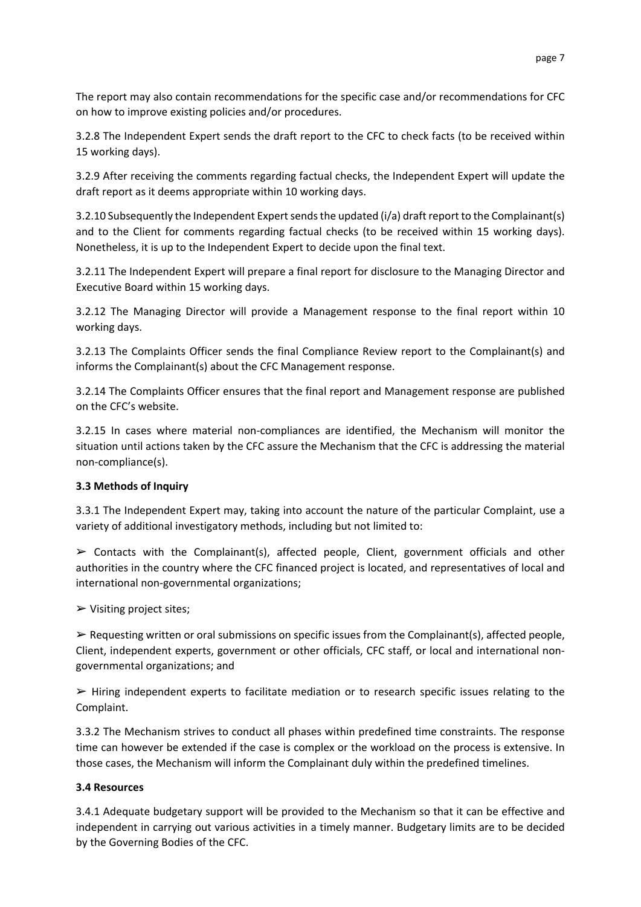The report may also contain recommendations for the specific case and/or recommendations for CFC on how to improve existing policies and/or procedures.

3.2.8 The Independent Expert sends the draft report to the CFC to check facts (to be received within 15 working days).

3.2.9 After receiving the comments regarding factual checks, the Independent Expert will update the draft report as it deems appropriate within 10 working days.

3.2.10 Subsequently the Independent Expert sends the updated (i/a) draft report to the Complainant(s) and to the Client for comments regarding factual checks (to be received within 15 working days). Nonetheless, it is up to the Independent Expert to decide upon the final text.

3.2.11 The Independent Expert will prepare a final report for disclosure to the Managing Director and Executive Board within 15 working days.

3.2.12 The Managing Director will provide a Management response to the final report within 10 working days.

3.2.13 The Complaints Officer sends the final Compliance Review report to the Complainant(s) and informs the Complainant(s) about the CFC Management response.

3.2.14 The Complaints Officer ensures that the final report and Management response are published on the CFC's website.

3.2.15 In cases where material non-compliances are identified, the Mechanism will monitor the situation until actions taken by the CFC assure the Mechanism that the CFC is addressing the material non-compliance(s).

**3.3 Methods of Inquiry**

3.3.1 The Independent Expert may, taking into account the nature of the particular Complaint, use a variety of additional investigatory methods, including but not limited to:

➢ Contacts with the Complainant(s), affected people, Client, government officials and other authorities in the country where the CFC financed project is located, and representatives of local and international non-governmental organizations;

➢ Visiting project sites;

➢ Requesting written or oral submissions on specific issues from the Complainant(s), affected people, Client, independent experts, government or other officials, CFC staff, or local and international non-governmental organizations; and

➢ Hiring independent experts to facilitate mediation or to research specific issues relating to the Complaint.

3.3.2 The Mechanism strives to conduct all phases within predefined time constraints. The response time can however be extended if the case is complex or the workload on the process is extensive. In those cases, the Mechanism will inform the Complainant duly within the predefined timelines.

**3.4 Resources**

3.4.1 Adequate budgetary support will be provided to the Mechanism so that it can be effective and independent in carrying out various activities in a timely manner. Budgetary limits are to be decided by the Governing Bodies of the CFC.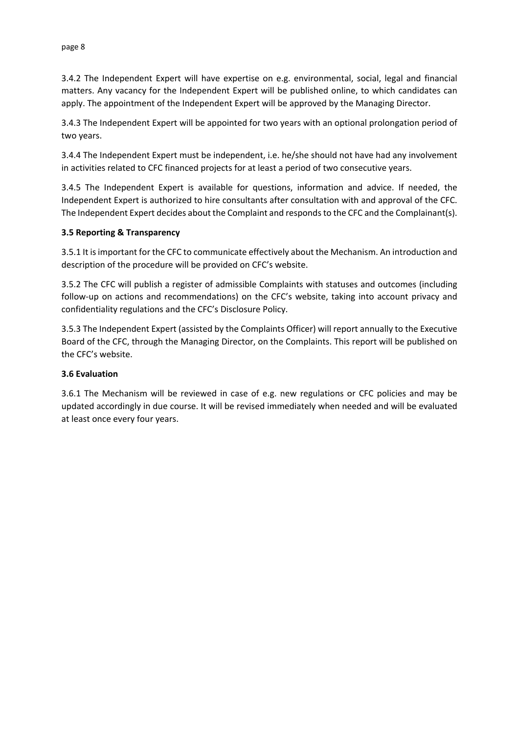3.4.2 The Independent Expert will have expertise on e.g. environmental, social, legal and financial matters. Any vacancy for the Independent Expert will be published online, to which candidates can apply. The appointment of the Independent Expert will be approved by the Managing Director.

3.4.3 The Independent Expert will be appointed for two years with an optional prolongation period of two years.

3.4.4 The Independent Expert must be independent, i.e. he/she should not have had any involvement in activities related to CFC financed projects for at least a period of two consecutive years.

3.4.5 The Independent Expert is available for questions, information and advice. If needed, the Independent Expert is authorized to hire consultants after consultation with and approval of the CFC. The Independent Expert decides about the Complaint and responds to the CFC and the Complainant(s).

### 3.5 Reporting & Transparency

3.5.1 It is important for the CFC to communicate effectively about the Mechanism. An introduction and description of the procedure will be provided on CFC's website.

3.5.2 The CFC will publish a register of admissible Complaints with statuses and outcomes (including follow-up on actions and recommendations) on the CFC's website, taking into account privacy and confidentiality regulations and the CFC's Disclosure Policy.

3.5.3 The Independent Expert (assisted by the Complaints Officer) will report annually to the Executive Board of the CFC, through the Managing Director, on the Complaints. This report will be published on the CFC's website.

### 3.6 Evaluation

3.6.1 The Mechanism will be reviewed in case of e.g. new regulations or CFC policies and may be updated accordingly in due course. It will be revised immediately when needed and will be evaluated at least once every four years.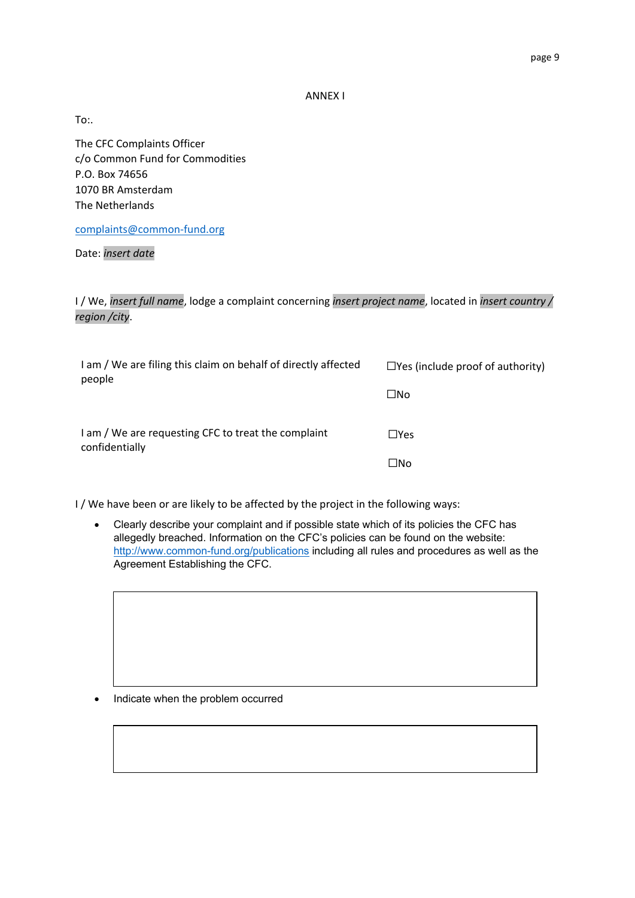ANNEX I

To:.

The CFC Complaints Officer
c/o Common Fund for Commodities
P.O. Box 74656
1070 BR Amsterdam
The Netherlands

complaints@common-fund.org

Date: *insert date*

I / We, *insert full name*, lodge a complaint concerning *insert project name*, located in *insert country / region /city*.

| | |
|---|---|
| I am / We are filing this claim on behalf of directly affected people | ☐Yes (include proof of authority)<br>☐No |
| I am / We are requesting CFC to treat the complaint confidentially | ☐Yes<br>☐No |

I / We have been or are likely to be affected by the project in the following ways:

- Clearly describe your complaint and if possible state which of its policies the CFC has allegedly breached. Information on the CFC's policies can be found on the website: http://www.common-fund.org/publications including all rules and procedures as well as the Agreement Establishing the CFC.

| |
|---|
| |

- Indicate when the problem occurred

| |
|---|
| |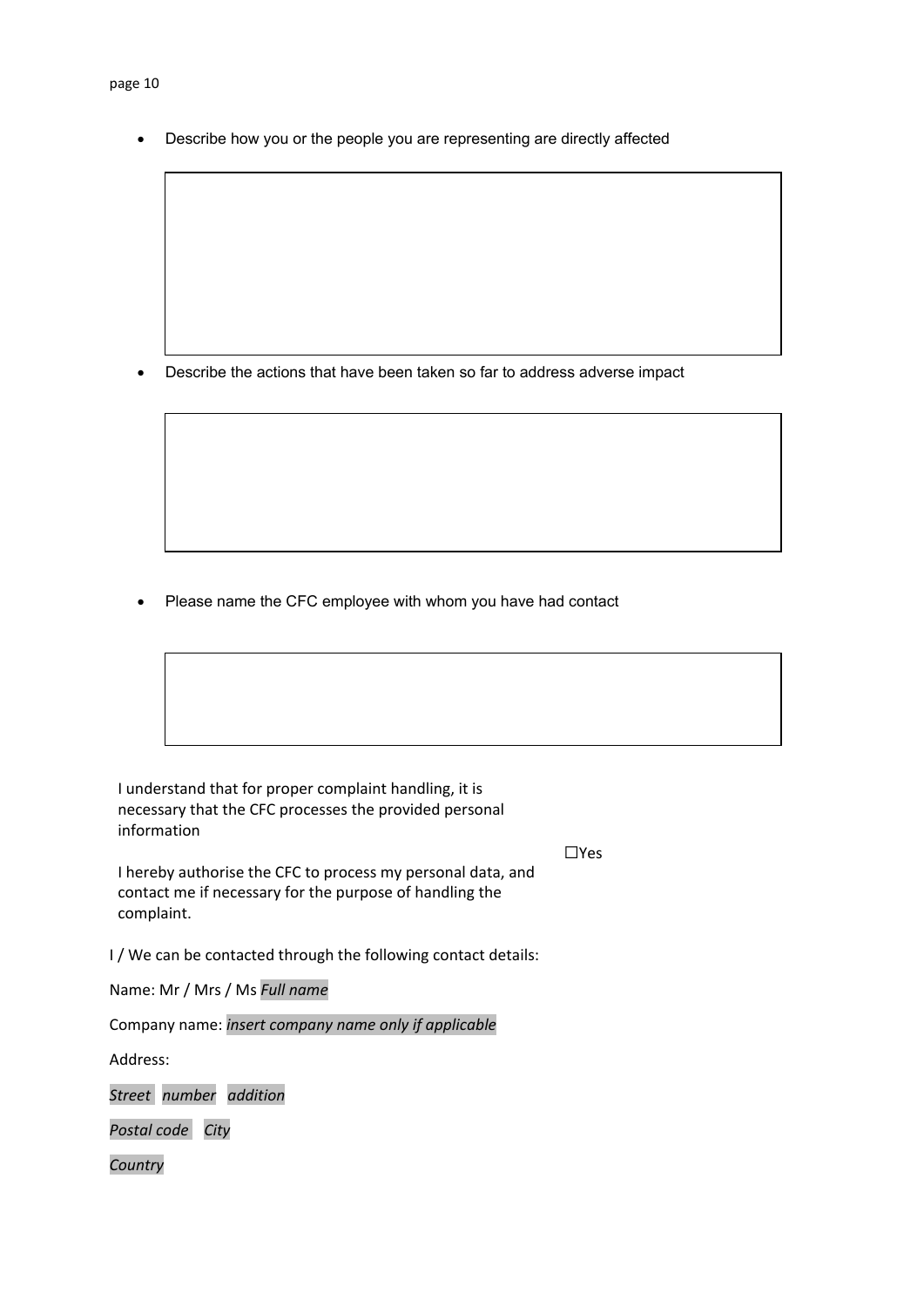- Describe how you or the people you are representing are directly affected

- Describe the actions that have been taken so far to address adverse impact

- Please name the CFC employee with whom you have had contact

I understand that for proper complaint handling, it is necessary that the CFC processes the provided personal information

I hereby authorise the CFC to process my personal data, and contact me if necessary for the purpose of handling the complaint.

☐Yes

I / We can be contacted through the following contact details:

Name: Mr / Mrs / Ms *Full name*

Company name: *insert company name only if applicable*

Address:

*Street* *number* *addition*

*Postal code* *City*

*Country*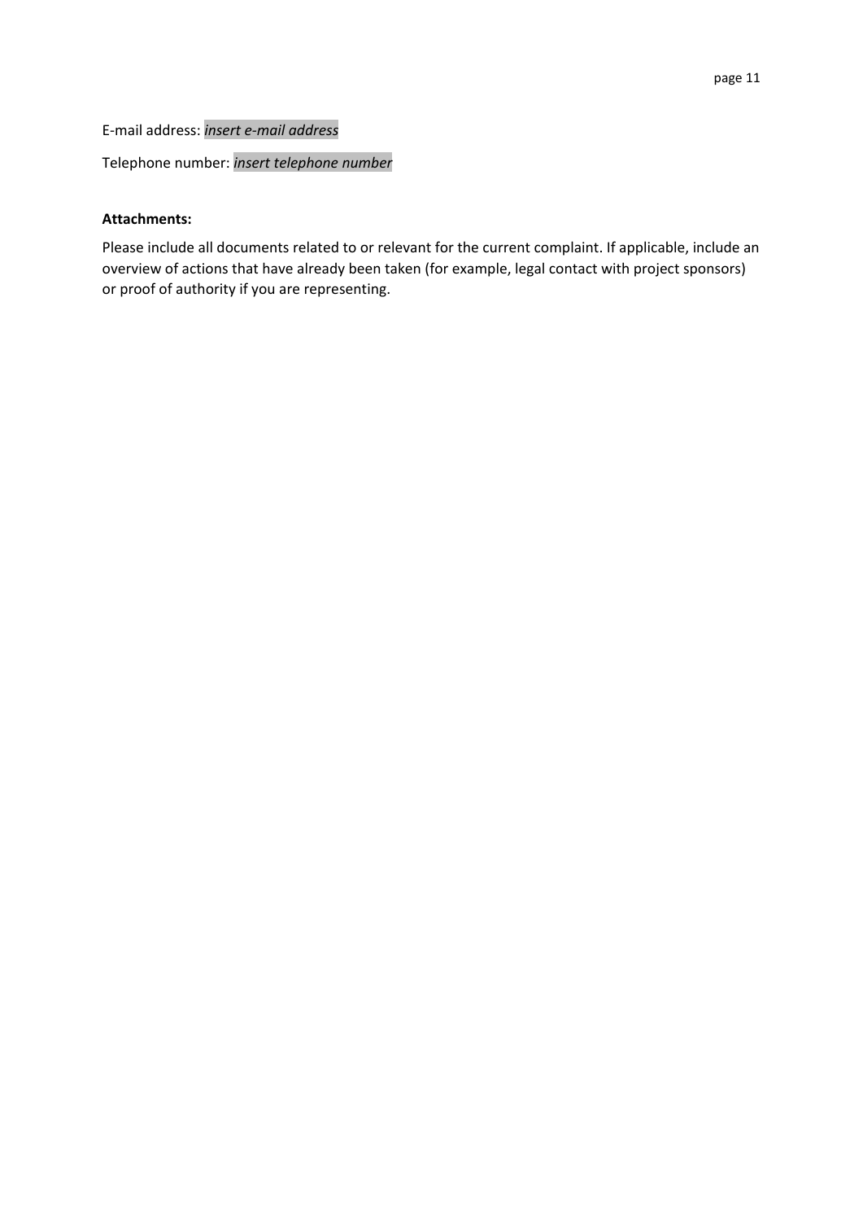E-mail address: *insert e-mail address*

Telephone number: *insert telephone number*

**Attachments:**

Please include all documents related to or relevant for the current complaint. If applicable, include an overview of actions that have already been taken (for example, legal contact with project sponsors) or proof of authority if you are representing.